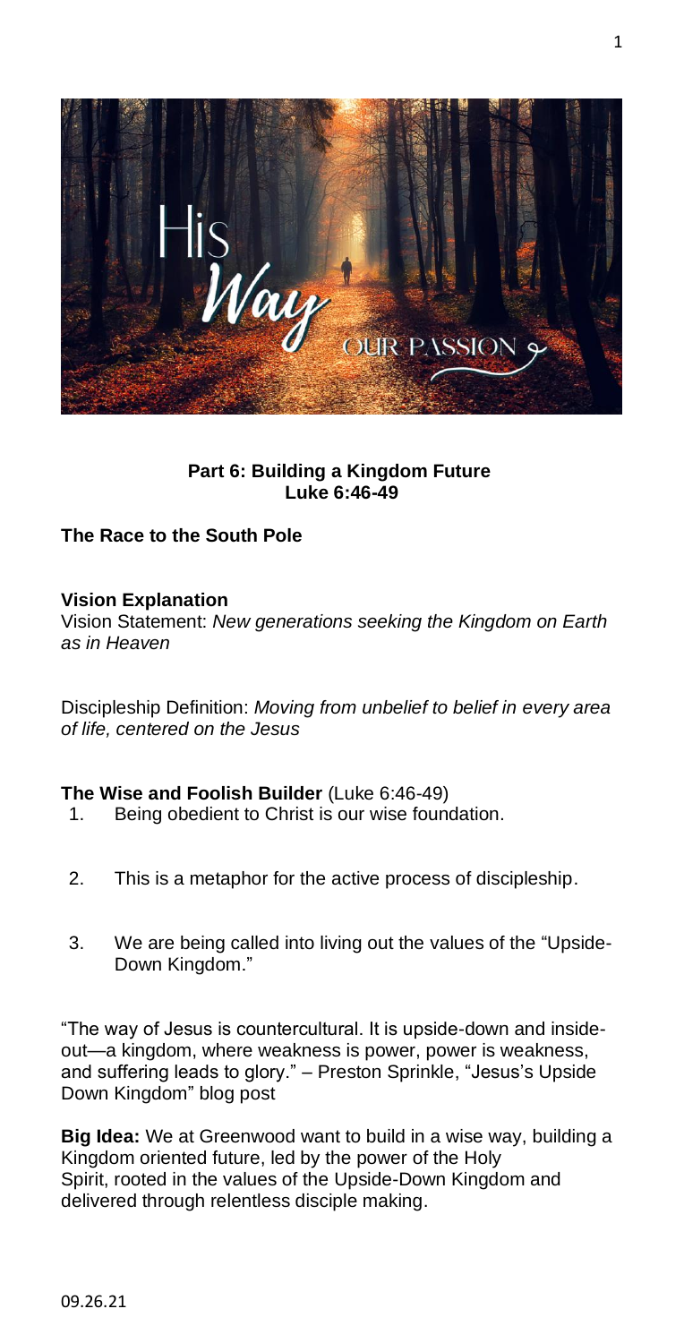**Part 6: Building a Kingdom Future**
**Luke 6:46-49**

**The Race to the South Pole**

**Vision Explanation**

Vision Statement: *New generations seeking the Kingdom on Earth as in Heaven*

Discipleship Definition: *Moving from unbelief to belief in every area of life, centered on the Jesus*

**The Wise and Foolish Builder** (Luke 6:46-49)

1. Being obedient to Christ is our wise foundation.

2. This is a metaphor for the active process of discipleship.

3. We are being called into living out the values of the "Upside-Down Kingdom."

"The way of Jesus is countercultural. It is upside-down and inside-out—a kingdom, where weakness is power, power is weakness, and suffering leads to glory." – Preston Sprinkle, "Jesus's Upside Down Kingdom" blog post

**Big Idea:** We at Greenwood want to build in a wise way, building a Kingdom oriented future, led by the power of the Holy Spirit, rooted in the values of the Upside-Down Kingdom and delivered through relentless disciple making.

09.26.21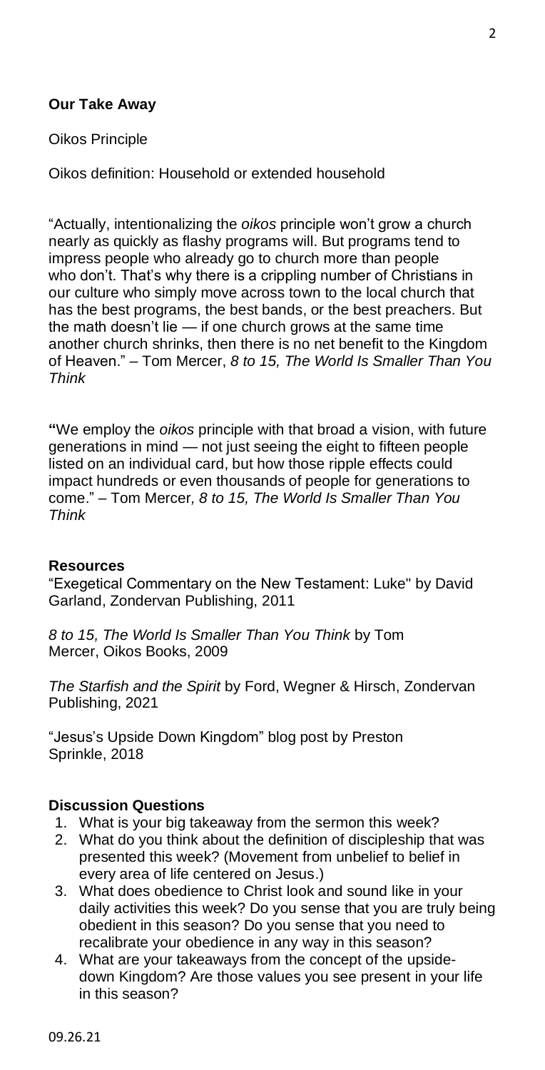**Our Take Away**

Oikos Principle

Oikos definition: Household or extended household

"Actually, intentionalizing the *oikos* principle won't grow a church nearly as quickly as flashy programs will. But programs tend to impress people who already go to church more than people who don't. That's why there is a crippling number of Christians in our culture who simply move across town to the local church that has the best programs, the best bands, or the best preachers. But the math doesn't lie — if one church grows at the same time another church shrinks, then there is no net benefit to the Kingdom of Heaven." – Tom Mercer, *8 to 15, The World Is Smaller Than You Think*

**"**We employ the *oikos* principle with that broad a vision, with future generations in mind — not just seeing the eight to fifteen people listed on an individual card, but how those ripple effects could impact hundreds or even thousands of people for generations to come." – Tom Mercer*, 8 to 15, The World Is Smaller Than You Think*

**Resources**

"Exegetical Commentary on the New Testament: Luke" by David Garland, Zondervan Publishing, 2011

*8 to 15, The World Is Smaller Than You Think* by Tom Mercer, Oikos Books, 2009

*The Starfish and the Spirit* by Ford, Wegner & Hirsch, Zondervan Publishing, 2021

"Jesus's Upside Down Kingdom" blog post by Preston Sprinkle, 2018

**Discussion Questions**

1. What is your big takeaway from the sermon this week?
2. What do you think about the definition of discipleship that was presented this week? (Movement from unbelief to belief in every area of life centered on Jesus.)
3. What does obedience to Christ look and sound like in your daily activities this week? Do you sense that you are truly being obedient in this season? Do you sense that you need to recalibrate your obedience in any way in this season?
4. What are your takeaways from the concept of the upside-down Kingdom? Are those values you see present in your life in this season?

09.26.21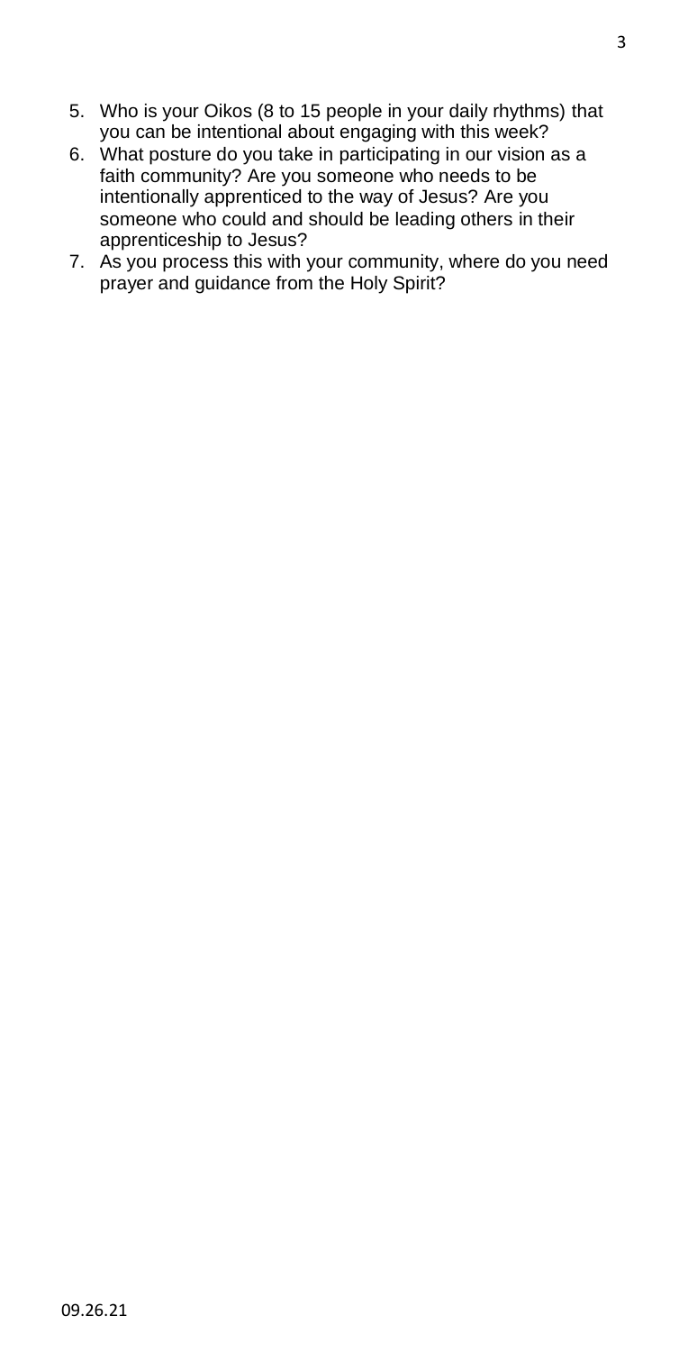5. Who is your Oikos (8 to 15 people in your daily rhythms) that you can be intentional about engaging with this week?
6. What posture do you take in participating in our vision as a faith community? Are you someone who needs to be intentionally apprenticed to the way of Jesus? Are you someone who could and should be leading others in their apprenticeship to Jesus?
7. As you process this with your community, where do you need prayer and guidance from the Holy Spirit?

09.26.21